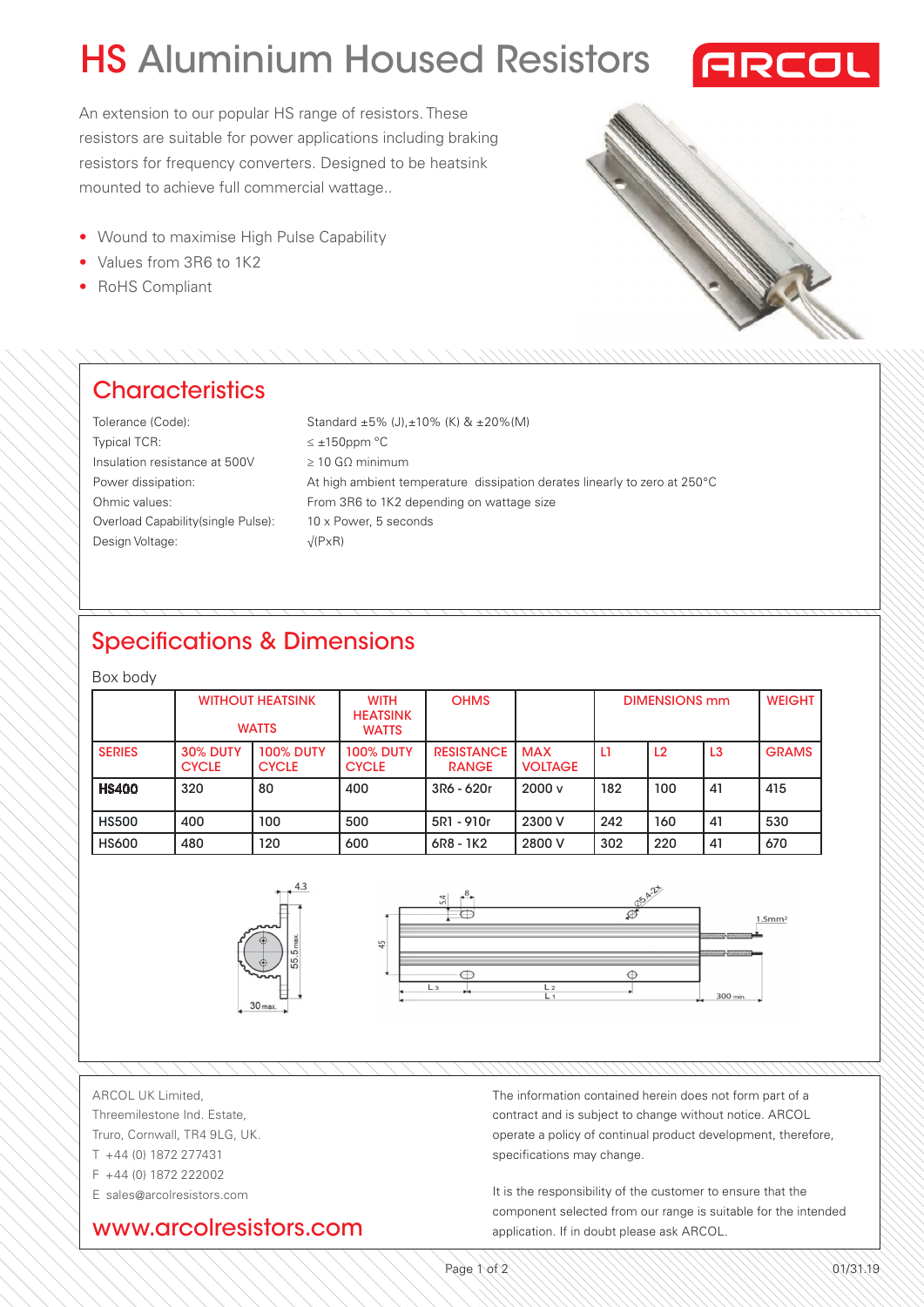# HS Aluminium Housed Resistors

ARCOL

An extension to our popular HS range of resistors. These resistors are suitable for power applications including braking resistors for frequency converters. Designed to be heatsink mounted to achieve full commercial wattage..

- Wound to maximise High Pulse Capability
- Values from 3R6 to 1K2
- RoHS Compliant

## Characteristics

| | |
|---|---|
| Tolerance (Code): | Standard ±5% (J),±10% (K) & ±20%(M) |
| Typical TCR: | ≤ ±150ppm °C |
| Insulation resistance at 500V | ≥ 10 GΩ minimum |
| Power dissipation: | At high ambient temperature dissipation derates linearly to zero at 250°C |
| Ohmic values: | From 3R6 to 1K2 depending on wattage size |
| Overload Capability(single Pulse): | 10 x Power, 5 seconds |
| Design Voltage: | √(PxR) |

## Specifications & Dimensions

Box body

| | WITHOUT HEATSINK WATTS | | WITH HEATSINK WATTS | OHMS | | DIMENSIONS mm | | | WEIGHT |
|---|---|---|---|---|---|---|---|---|---|
| SERIES | 30% DUTY CYCLE | 100% DUTY CYCLE | 100% DUTY CYCLE | RESISTANCE RANGE | MAX VOLTAGE | L1 | L2 | L3 | GRAMS |
| HS400 | 320 | 80 | 400 | 3R6 - 620r | 2000 v | 182 | 100 | 41 | 415 |
| HS500 | 400 | 100 | 500 | 5R1 - 910r | 2300 V | 242 | 160 | 41 | 530 |
| HS600 | 480 | 120 | 600 | 6R8 - 1K2 | 2800 V | 302 | 220 | 41 | 670 |

ARCOL UK Limited,
Threemilestone Ind. Estate,
Truro, Cornwall, TR4 9LG, UK.
T +44 (0) 1872 277431
F +44 (0) 1872 222002
E sales@arcolresistors.com

www.arcolresistors.com

The information contained herein does not form part of a contract and is subject to change without notice. ARCOL operate a policy of continual product development, therefore, specifications may change.

It is the responsibility of the customer to ensure that the component selected from our range is suitable for the intended application. If in doubt please ask ARCOL.

01/31.19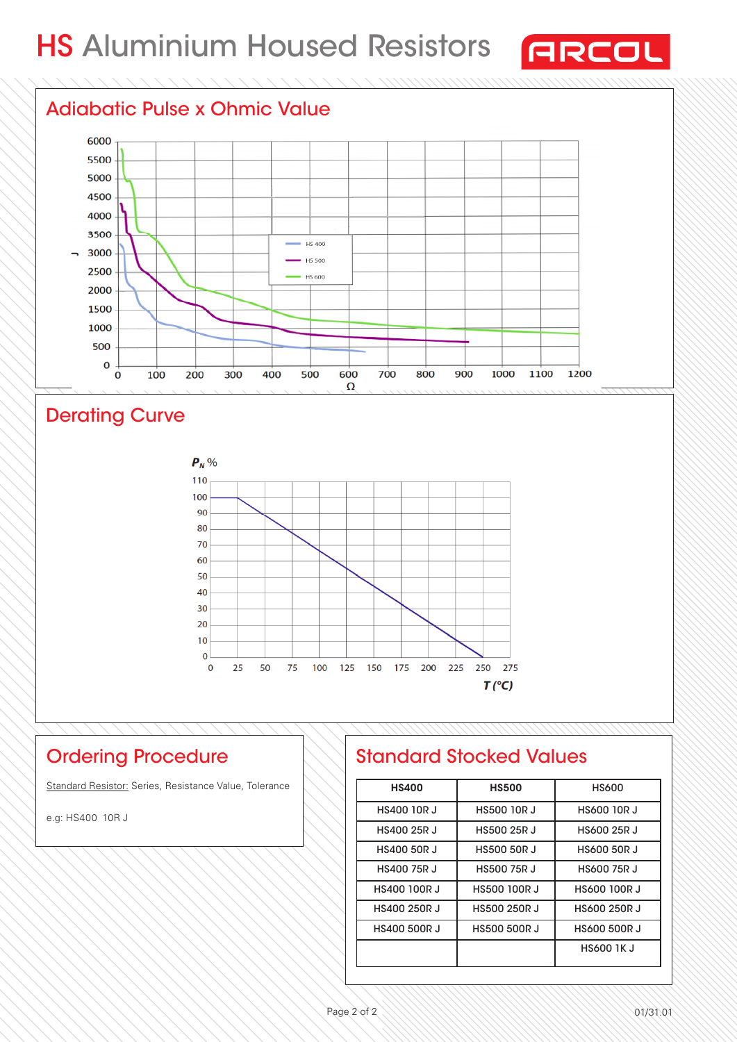# HS Aluminium Housed Resistors

ARCOL

## Adiabatic Pulse x Ohmic Value

J

6000
5500
5000
4500
4000
3500
3000
2500
2000
1500
1000
500
0

0 100 200 300 400 500 600 700 800 900 1000 1100 1200

Ω

HS 400
HS 500
HS 600

## Derating Curve

$P_N$ %

110
100
90
80
70
60
50
40
30
20
10
0

0 25 50 75 100 125 150 175 200 225 250 275

T (°C)

## Ordering Procedure

Standard Resistor: Series, Resistance Value, Tolerance

e.g: HS400 10R J

## Standard Stocked Values

| HS400 | HS500 | HS600 |
|---|---|---|
| HS400 10R J | HS500 10R J | HS600 10R J |
| HS400 25R J | HS500 25R J | HS600 25R J |
| HS400 50R J | HS500 50R J | HS600 50R J |
| HS400 75R J | HS500 75R J | HS600 75R J |
| HS400 100R J | HS500 100R J | HS600 100R J |
| HS400 250R J | HS500 250R J | HS600 250R J |
| HS400 500R J | HS500 500R J | HS600 500R J |
| | | HS600 1K J |

01/31.01